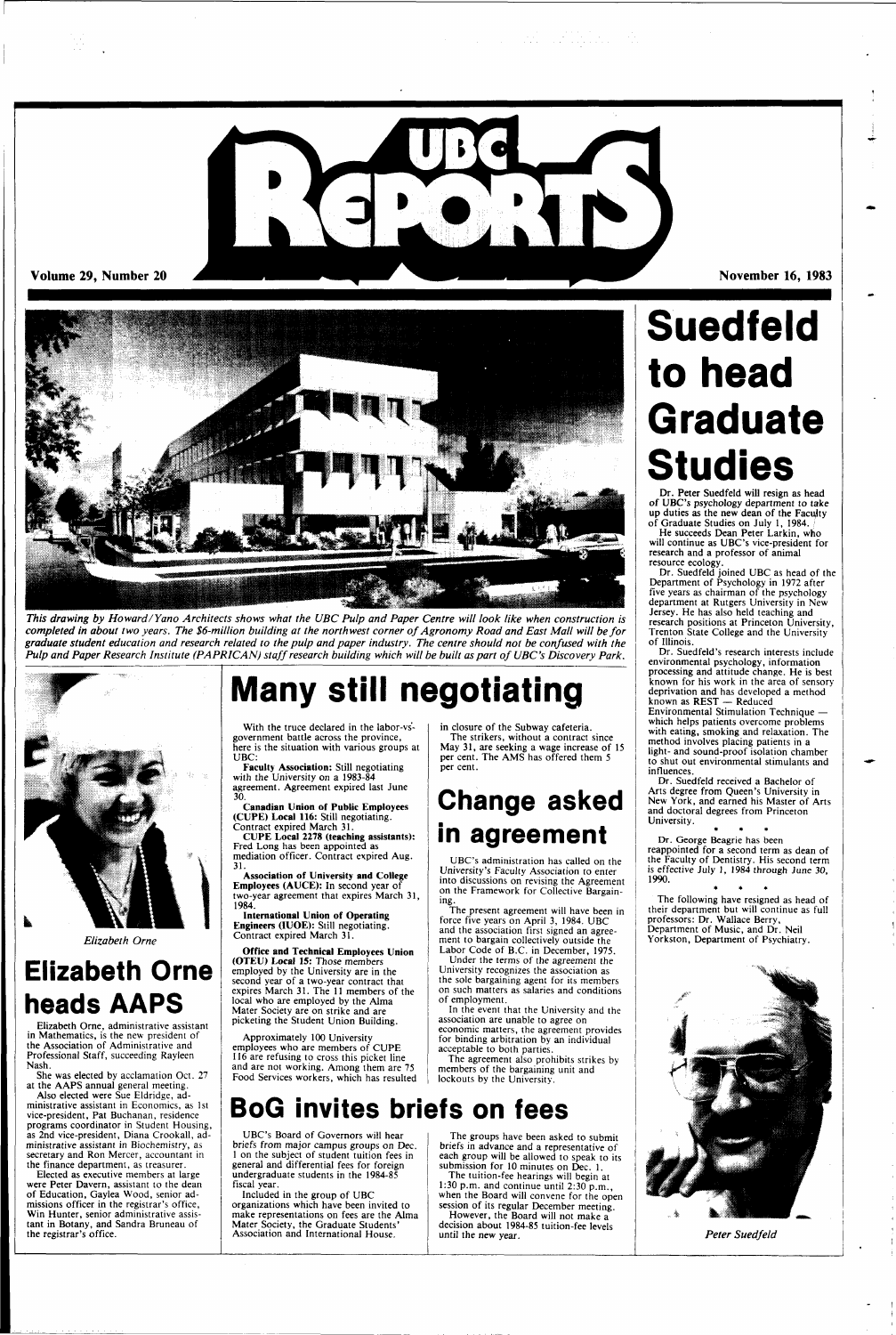# UBC Reports

Volume 29, Number 20 — November 16, 1983

*This drawing by Howard/Yano Architects shows what the UBC Pulp and Paper Centre will look like when construction is completed in about two years. The $6-million building at the northwest corner of Agronomy Road and East Mall will be for graduate student education and research related to the pulp and paper industry. The centre should not be confused with the Pulp and Paper Research Institute (PAPRICAN) staff research building which will be built as part of UBC's Discovery Park.*

# Suedfeld to head Graduate Studies

Dr. Peter Suedfeld will resign as head of UBC's psychology department to take up duties as the new dean of the Faculty of Graduate Studies on July 1, 1984.

He succeeds Dean Peter Larkin, who will continue as UBC's vice-president for research and a professor of animal resource ecology.

Dr. Suedfeld joined UBC as head of the Department of Psychology in 1972 after five years as chairman of the psychology department at Rutgers University in New Jersey. He has also held teaching and research positions at Princeton University, Trenton State College and the University of Illinois.

Dr. Suedfeld's research interests include environmental psychology, information processing and attitude change. He is best known for his work in the area of sensory deprivation and has developed a method known as REST — Reduced Environmental Stimulation Technique — which helps patients overcome problems with eating, smoking and relaxation. The method involves placing patients in a light- and sound-proof isolation chamber to shut out environmental stimulants and influences.

Dr. Suedfeld received a Bachelor of Arts degree from Queen's University in New York, and earned his Master of Arts and doctoral degrees from Princeton University.

\* \* \*

Dr. George Beagrie has been reappointed for a second term as dean of the Faculty of Dentistry. His second term is effective July 1, 1984 through June 30, 1990.

\* \* \*

The following have resigned as head of their department but will continue as full professors: Dr. Wallace Berry, Department of Music, and Dr. Neil Yorkston, Department of Psychiatry.

*Peter Suedfeld*

# Many still negotiating

With the truce declared in the labor-vs-government battle across the province, here is the situation with various groups at UBC:

**Faculty Association:** Still negotiating with the University on a 1983-84 agreement. Agreement expired last June 30.

**Canadian Union of Public Employees (CUPE) Local 116:** Still negotiating. Contract expired March 31.

**CUPE Local 2278 (teaching assistants):** Fred Long has been appointed as mediation officer. Contract expired Aug. 31.

**Association of University and College Employees (AUCE):** In second year of two-year agreement that expires March 31, 1984.

**International Union of Operating Engineers (IUOE):** Still negotiating. Contract expired March 31.

**Office and Technical Employees Union (OTEU) Local 15:** Those members employed by the University are in the second year of a two-year contract that expires March 31. The 11 members of the local who are employed by the Alma Mater Society are on strike and are picketing the Student Union Building.

Approximately 100 University employees who are members of CUPE 116 are refusing to cross this picket line and are not working. Among them are 75 Food Services workers, which has resulted in closure of the Subway cafeteria.

The strikers, without a contract since May 31, are seeking a wage increase of 15 per cent. The AMS has offered them 5 per cent.

# Change asked in agreement

UBC's administration has called on the University's Faculty Association to enter into discussions on revising the Agreement on the Framework for Collective Bargaining.

The present agreement will have been in force five years on April 3, 1984. UBC and the association first signed an agreement to bargain collectively outside the Labor Code of B.C. in December, 1975.

Under the terms of the agreement the University recognizes the association as the sole bargaining agent for its members on such matters as salaries and conditions of employment.

In the event that the University and the association are unable to agree on economic matters, the agreement provides for binding arbitration by an individual acceptable to both parties.

The agreement also prohibits strikes by members of the bargaining unit and lockouts by the University.

*Elizabeth Orne*

# Elizabeth Orne heads AAPS

Elizabeth Orne, administrative assistant in Mathematics, is the new president of the Association of Administrative and Professional Staff, succeeding Rayleen Nash.

She was elected by acclamation Oct. 27 at the AAPS annual general meeting.

Also elected were Sue Eldridge, administrative assistant in Economics, as 1st vice-president, Pat Buchanan, residence programs coordinator in Student Housing, as 2nd vice-president, Diana Crookall, administrative assistant in Biochemistry, as secretary and Ron Mercer, accountant in the finance department, as treasurer.

Elected as executive members at large were Peter Davern, assistant to the dean of Education, Gaylea Wood, senior admissions officer in the registrar's office, Win Hunter, senior administrative assistant in Botany, and Sandra Bruneau of the registrar's office.

# BoG invites briefs on fees

UBC's Board of Governors will hear briefs from major campus groups on Dec. 1 on the subject of student tuition fees in general and differential fees for foreign undergraduate students in the 1984-85 fiscal year.

Included in the group of UBC organizations which have been invited to make representations on fees are the Alma Mater Society, the Graduate Students' Association and International House.

The groups have been asked to submit briefs in advance and a representative of each group will be allowed to speak to its submission for 10 minutes on Dec. 1.

The tuition-fee hearings will begin at 1:30 p.m. and continue until 2:30 p.m., when the Board will convene for the open session of its regular December meeting.

However, the Board will not make a decision about 1984-85 tuition-fee levels until the new year.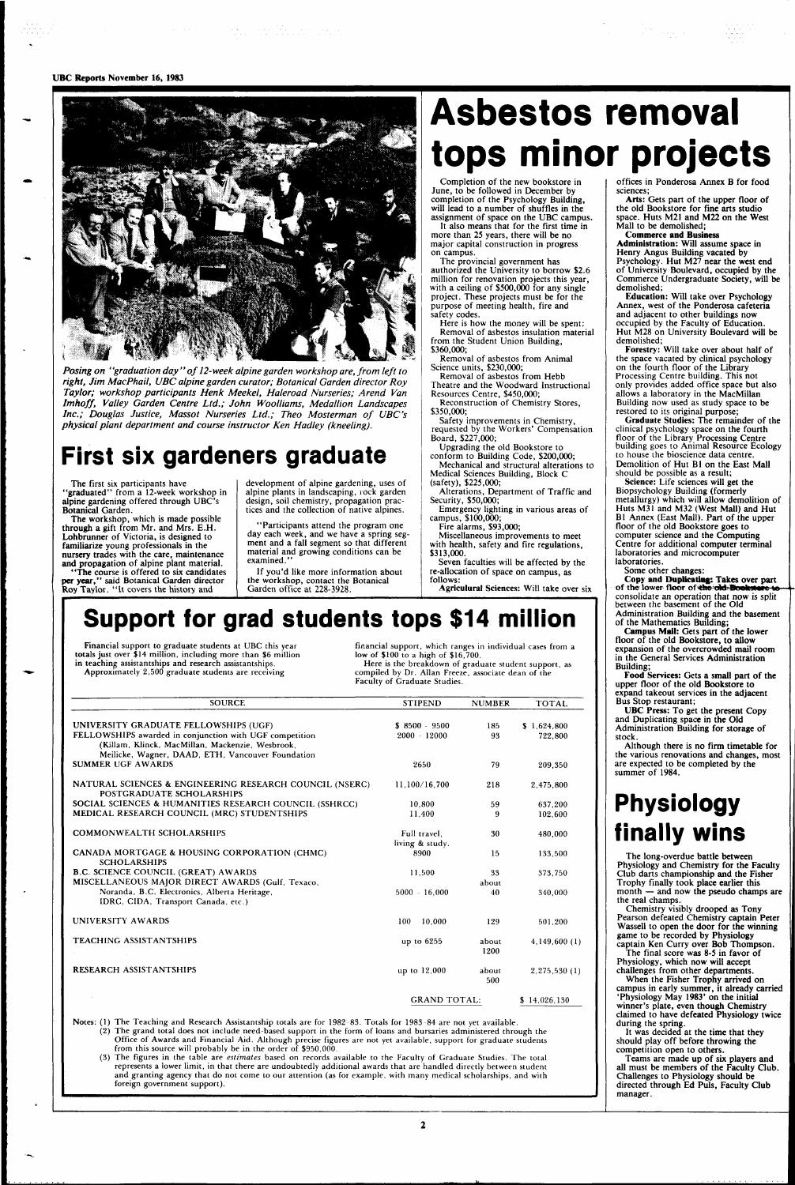Posing on "graduation day" of 12-week alpine garden workshop are, from left to right, Jim MacPhail, UBC alpine garden curator; Botanical Garden director Roy Taylor; workshop participants Henk Meekel, Haleroad Nurseries; Arend Van Imhoff, Valley Garden Centre Ltd.; John Woolliams, Medallion Landscapes Inc.; Douglas Justice, Massot Nurseries Ltd.; Theo Mosterman of UBC's physical plant department and course instructor Ken Hadley (kneeling).

# First six gardeners graduate

The first six participants have "graduated" from a 12-week workshop in alpine gardening offered through UBC's Botanical Garden.

The workshop, which is made possible through a gift from Mr. and Mrs. E.H. Lohbrunner of Victoria, is designed to familiarize young professionals in the nursery trades with the care, maintenance and propagation of alpine plant material.

"The course is offered to six candidates per year," said Botanical Garden director Roy Taylor. "It covers the history and development of alpine gardening, uses of alpine plants in landscaping, rock garden design, soil chemistry, propagation practices and the collection of native alpines.

"Participants attend the program one day each week, and we have a spring segment and a fall segment so that different material and growing conditions can be examined."

If you'd like more information about the workshop, contact the Botanical Garden office at 228-3928.

# Asbestos removal tops minor projects

Completion of the new bookstore in June, to be followed in December by completion of the Psychology Building, will lead to a number of shuffles in the assignment of space on the UBC campus.

It also means that for the first time in more than 25 years, there will be no major capital construction in progress on campus.

The provincial government has authorized the University to borrow $2.6 million for renovation projects this year, with a ceiling of $500,000 for any single project. These projects must be for the purpose of meeting health, fire and safety codes.

Here is how the money will be spent:

Removal of asbestos insulation material from the Student Union Building, $360,000;

Removal of asbestos from Animal Science units, $230,000;

Removal of asbestos from Hebb Theatre and the Woodward Instructional Resources Centre, $450,000;

Reconstruction of Chemistry Stores, $350,000;

Safety improvements in Chemistry, requested by the Workers' Compensation Board, $227,000;

Upgrading the old Bookstore to conform to Building Code, $200,000;

Mechanical and structural alterations to Medical Sciences Building, Block C (safety), $225,000;

Alterations, Department of Traffic and Security, $50,000;

Emergency lighting in various areas of campus, $100,000;

Fire alarms, $93,000;

Miscellaneous improvements to meet with health, safety and fire regulations, $313,000.

Seven faculties will be affected by the re-allocation of space on campus, as follows:

**Agricultural Sciences:** Will take over six offices in Ponderosa Annex B for food sciences;

**Arts:** Gets part of the upper floor of the old Bookstore for fine arts studio space. Huts M21 and M22 on the West Mall to be demolished;

**Commerce and Business Administration:** Will assume space in Henry Angus Building vacated by Psychology. Hut M27 near the west end of University Boulevard, occupied by the Commerce Undergraduate Society, will be demolished;

**Education:** Will take over Psychology Annex, west of the Ponderosa cafeteria and adjacent to other buildings now occupied by the Faculty of Education. Hut M28 on University Boulevard will be demolished;

**Forestry:** Will take over about half of the space vacated by clinical psychology on the fourth floor of the Library Processing Centre building. This not only provides added office space but also allows a laboratory in the MacMillan Building now used as study space to be restored to its original purpose;

**Graduate Studies:** The remainder of the clinical psychology space on the fourth floor of the Library Processing Centre building goes to Animal Resource Ecology to house the bioscience data centre. Demolition of Hut B1 on the East Mall should be possible as a result;

**Science:** Life sciences will get the Biopsychology Building (formerly metallurgy) which will allow demolition of Huts M31 and M32 (West Mall) and Hut B1 Annex (East Mall). Part of the upper floor of the old Bookstore goes to computer science and the Computing Centre for additional computer terminal laboratories and microcomputer laboratories.

Some other changes:

**Copy and Duplicating:** Takes over part of the lower floor of the old Bookstore to consolidate an operation that now is split between the basement of the Old Administration Building and the basement of the Mathematics Building;

**Campus Mail:** Gets part of the lower floor of the old Bookstore, to allow expansion of the overcrowded mail room in the General Services Administration Building;

**Food Services:** Gets a small part of the upper floor of the old Bookstore to expand takeout services in the adjacent Bus Stop restaurant;

**UBC Press:** To get the present Copy and Duplicating space in the Old Administration Building for storage of stock.

Although there is no firm timetable for the various renovations and changes, most are expected to be completed by the summer of 1984.

# Support for grad students tops $14 million

Financial support to graduate students at UBC this year totals just over $14 million, including more than $6 million in teaching assistantships and research assistantships.

Approximately 2,500 graduate students are receiving financial support, which ranges in individual cases from a low of $100 to a high of $16,700.

Here is the breakdown of graduate student support, as compiled by Dr. Allan Freeze, associate dean of the Faculty of Graduate Studies.

| SOURCE | STIPEND | NUMBER | TOTAL |
|---|---|---|---|
| UNIVERSITY GRADUATE FELLOWSHIPS (UGF) | $ 8500 - 9500 | 185 | $ 1,624,800 |
| FELLOWSHIPS awarded in conjunction with UGF competition (Killam, Klinck, MacMillan, Mackenzie, Wesbrook, Meilicke, Wagner, DAAD, ETH, Vancouver Foundation | 2000 - 12000 | 93 | 722,800 |
| SUMMER UGF AWARDS | 2650 | 79 | 209,350 |
| NATURAL SCIENCES & ENGINEERING RESEARCH COUNCIL (NSERC) POSTGRADUATE SCHOLARSHIPS | 11,100/16,700 | 218 | 2,475,800 |
| SOCIAL SCIENCES & HUMANITIES RESEARCH COUNCIL (SSHRCC) | 10,800 | 59 | 637,200 |
| MEDICAL RESEARCH COUNCIL (MRC) STUDENTSHIPS | 11,400 | 9 | 102,600 |
| COMMONWEALTH SCHOLARSHIPS | Full travel, living & study. | 30 | 480,000 |
| CANADA MORTGAGE & HOUSING CORPORATION (CHMC) SCHOLARSHIPS | 8900 | 15 | 133,500 |
| B.C. SCIENCE COUNCIL (GREAT) AWARDS | 11,500 | 33 | 373,750 |
| MISCELLANEOUS MAJOR DIRECT AWARDS (Gulf, Texaco, Noranda, B.C. Electronics, Alberta Heritage, IDRC, CIDA, Transport Canada, etc.) | 5000 - 16,000 | about 40 | 340,000 |
| UNIVERSITY AWARDS | 100 - 10,000 | 129 | 501,200 |
| TEACHING ASSISTANTSHIPS | up to 6255 | about 1200 | 4,149,600 (1) |
| RESEARCH ASSISTANTSHIPS | up to 12,000 | about 500 | 2,275,530 (1) |
| | GRAND TOTAL: | | $ 14,026,130 |

Notes: (1) The Teaching and Research Assistantship totals are for 1982-83. Totals for 1983-84 are not yet available.

(2) The grand total does not include need-based support in the form of loans and bursaries administered through the Office of Awards and Financial Aid. Although precise figures are not yet available, support for graduate students from this source will probably be in the order of $950,000.

(3) The figures in the table are *estimates* based on records available to the Faculty of Graduate Studies. The total represents a lower limit, in that there are undoubtedly additional awards that are handled directly between student and granting agency that do not come to our attention (as for example, with many medical scholarships, and with foreign government support).

# Physiology finally wins

The long-overdue battle between Physiology and Chemistry for the Faculty Club darts championship and the Fisher Trophy finally took place earlier this month — and now the pseudo champs are the real champs.

Chemistry visibly drooped as Tony Pearson defeated Chemistry captain Peter Wassell to open the door for the winning game to be recorded by Physiology captain Ken Curry over Bob Thompson.

The final score was 8-5 in favor of Physiology, which now will accept challenges from other departments.

When the Fisher Trophy arrived on campus in early summer, it already carried 'Physiology May 1983' on the initial winner's plate, even though Chemistry claimed to have defeated Physiology twice during the spring.

It was decided at the time that they should play off before throwing the competition open to others.

Teams are made up of six players and all must be members of the Faculty Club. Challenges to Physiology should be directed through Ed Puls, Faculty Club manager.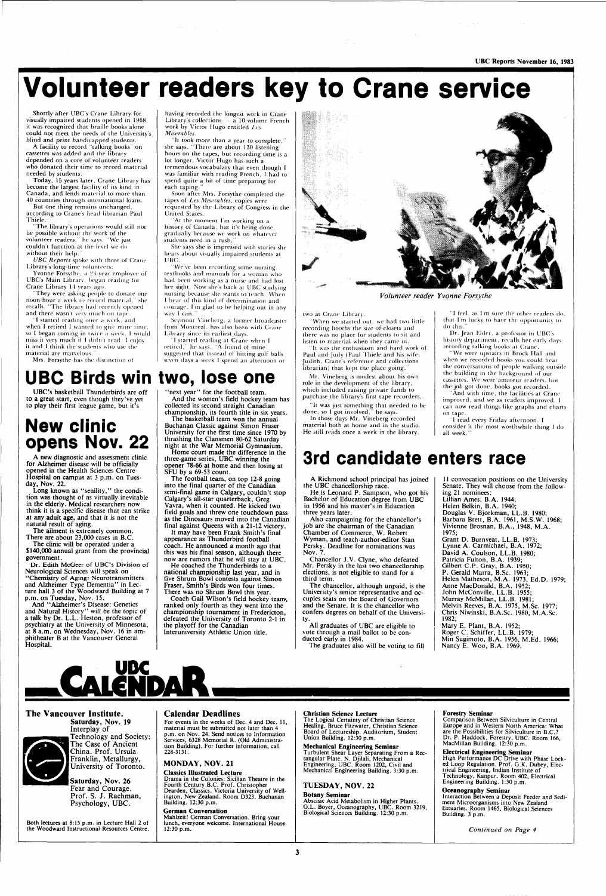# Volunteer readers key to Crane service

Shortly after UBC's Crane Library for visually impaired students opened in 1968, it was recognized that braille books alone could not meet the needs of the University's blind and print handicapped students.

A facility to record "talking books" on cassettes was added and the library depended on a core of volunteer readers who donated their time to record material needed by students.

Today, 15 years later, Crane Library has become the largest facility of its kind in Canada, and lends material to more than 40 countries through international loans.

But one thing remains unchanged, according to Crane's head librarian Paul Thiele.

"The library's operations would still not be possible without the work of the volunteer readers," he says. "We just couldn't function at the level we do without their help."

*UBC Reports* spoke with three of Crane Library's long time volunteers:

Yvonne Forsythe, a 23-year employee of UBC's Main Library, began reading for Crane Library 14 years ago.

"They were asking people to donate one noon-hour a week to record material," she recalls. "The library had recently opened and there wasn't very much on tape.

"I started reading once a week, and when I retired I wanted to give more time, so I began coming in twice a week. I would miss it very much if I didn't read. I enjoy it and I think the students who use the material are marvelous."

Mrs. Forsythe has the distinction of having recorded the longest work in Crane Library's collections — a 10-volume French work by Victor Hugo entitled *Les Miserables*.

"It took more than a year to complete," she says. "There are about 130 listening hours on the tapes, but recording time is a lot longer. Victor Hugo has such a tremendous vocabulary that even though I was familiar with reading French, I had to spend quite a bit of time preparing for each taping."

Soon after Mrs. Forsythe completed the tapes of *Les Miserables*, copies were requested by the Library of Congress in the United States.

"At the moment I'm working on a history of Canada, but it's being done gradually because we work on whatever students need in a rush."

She says she is impressed with stories she hears about visually impaired students at UBC.

"We've been recording some nursing textbooks and manuals for a woman who had been working as a nurse and had lost her sight. Now she's back at UBC studying nursing because she wants to teach. When I hear of this kind of determination and courage, I'm glad to be helping out in any way I can."

Seymour Vineberg, a former broadcaster from Montreal, has also been with Crane Library since its earliest days.

"I started reading at Crane when I retired," he says. "A friend of mine suggested that instead of hitting golf balls seven days a week I spend an afternoon or two at Crane Library.

"When we started out, we had two little recording booths the size of closets and there was no place for students to sit and listen to material when they came in.

"It was the enthusiasm and hard work of Paul and Judy (Paul Thiele and his wife, Judith, Crane's reference and collections librarian) that kept the place going."

Mr. Vineberg is modest about his own role in the development of the library, which included raising private funds to purchase the library's first tape recorders.

"It was just something that needed to be done, so I got involved," he says.

In those days Mr. Vineberg recorded material both at home and in the studio. He still reads once a week in the library.

"I feel, as I'm sure the other readers do, that I'm lucky to have the opportunity to do this."

Dr. Jean Elder, a professor in UBC's history department, recalls her early days recording talking books at Crane.

"We were upstairs in Brock Hall and when we recorded books you could hear the conversations of people walking outside the building in the background of our cassettes. We were amateur readers, but the job got done, books got recorded.

"And with time, the facilities at Crane improved, and we as readers improved. I can now read things like graphs and charts on tape.

"I read every Friday afternoon. I consider it the most worthwhile thing I do all week."

*Volunteer reader Yvonne Forsythe*

## UBC Birds win two, lose one

UBC's basketball Thunderbirds are off to a great start, even though they've yet to play their first league game, but it's "next year" for the football team.

And the women's field hockey team has collected its second straight Canadian championship, its fourth title in six years.

The basketball team won the annual Buchanan Classic against Simon Fraser University for the first time since 1970 by thrashing the Clansmen 80-62 Saturday night at the War Memorial Gymnasium.

Home court made the difference in the three-game series, UBC winning the opener 78-66 at home and then losing at SFU by a 69-53 count.

The football team, on top 12-8 going into the final quarter of the Canadian semi-final game in Calgary, couldn't stop Calgary's all-star quarterback, Greg Vavra, when it counted. He kicked two field goals and threw one touchdown pass as the Dinosaurs moved into the Canadian final against Queens with a 21-12 victory.

It may have been Frank Smith's final appearance as Thunderbird football coach. He announced a month ago that this was his final season, although there now are rumors that he will stay at UBC.

He coached the Thunderbirds to a national championship last year, and in five Shrum Bowl contests against Simon Fraser, Smith's Birds won four times. There was no Shrum Bowl this year.

Coach Gail Wilson's field hockey team, ranked only fourth as they went into the championship tournament in Fredericton, defeated the University of Toronto 2-1 in the playoff for the Canadian Interuniversity Athletic Union title.

## New clinic opens Nov. 22

A new diagnostic and assessment clinic for Alzheimer disease will be officially opened in the Health Sciences Centre Hospital on campus at 3 p.m. on Tuesday, Nov. 22.

Long known as "senility," the condition was thought of as virtually inevitable in the elderly. Medical researchers now think it is a specific disease that can strike at any adult age, and that it is not the natural result of aging.

The ailment is extremely common. There are about 23,000 cases in B.C.

The clinic will be operated under a $140,000 annual grant from the provincial government.

Dr. Edith McGeer of UBC's Division of Neurological Sciences will speak on "Chemistry of Aging: Neurotransmitters and Alzheimer Type Dementia" in Lecture hall 3 of the Woodward Building at 7 p.m. on Tuesday, Nov. 15.

And "Alzheimer's Disease: Genetics and Natural History" will be the topic of a talk by Dr. L.L. Heston, professor of psychiatry at the University of Minnesota, at 8 a.m. on Wednesday, Nov. 16 in amphitheater B at the Vancouver General Hospital.

## 3rd candidate enters race

A Richmond school principal has joined the UBC chancellorship race.

He is Leonard P. Sampson, who got his Bachelor of Education degree from UBC in 1956 and his master's in Education three years later.

Also campaigning for the chancellor's job are the chairman of the Canadian Chamber of Commerce, W. Robert Wyman, and teach-author-editor Stan Persky. Deadline for nominations was Nov. 7.

Chancellor J.V. Clyne, who defeated Mr. Persky in the last two chancellorship elections, is not eligible to stand for a third term.

The chancellor, although unpaid, is the University's senior representative and occupies seats on the Board of Governors and the Senate. It is the chancellor who confers degrees on behalf of the University.

All graduates of UBC are eligible to vote through a mail ballot to be conducted early in 1984.

The graduates also will be voting to fill 11 convocation positions on the University Senate. They will choose from the following 21 nominees:

Lillian Ames, B.A. 1944;
Helen Belkin, B.A. 1940;
Douglas V. Bjorkman, LL.B. 1980;
Barbara Brett, B.A. 1961, M.S.W. 1968;
Vivienne Brosnan, B.A., 1948, M.A. 1975;
Grant D. Burnyeat, LL.B. 1973;
Lynne A. Carmichael, B.A. 1972;
David A. Coulson, LL.B. 1980;
Patricia Fulton, B.A. 1939;
Gilbert C.P. Gray, B.A. 1950;
P. Gerald Marra, B.Sc. 1963;
Helen Matheson, M.A. 1973, Ed.D. 1979;
Anne MacDonald, B.A. 1952;
John McConville, LL.B. 1955;
Murray McMillan, LL.B. 1981;
Melvin Reeves, B.A. 1975, M.Sc. 1977;
Chris Niwinski, B.A.Sc. 1980, M.A.Sc. 1982;
Mary E. Plant, B.A. 1952;
Roger C. Schiffer, LL.B. 1979;
Min Sugimoto, B.A. 1956, M.Ed. 1966;
Nancy E. Woo, B.A. 1969.

# UBC CALENDAR

### The Vancouver Institute.

**Saturday, Nov. 19**
Interplay of Technology and Society: The Case of Ancient China. Prof. Ursula Franklin, Metallurgy, University of Toronto.

**Saturday, Nov. 26**
Fear and Courage. Prof. S. J. Rachman, Psychology, UBC.

Both lectures at 8:15 p.m. in Lecture Hall 2 of the Woodward Instructional Resources Centre.

### Calendar Deadlines

For events in the weeks of Dec. 4 and Dec. 11, material must be submitted not later than 4 p.m. on Nov. 24. Send notices to Information Services, 6328 Memorial R. (Old Administration Building). For further information, call 228-3131.

### MONDAY, NOV. 21

**Classics Illustrated Lecture**
Drama in the Colonies: Sicilian Theatre in the Fourth Century B.C. Prof. Christopher Dearden, Classics, Victoria University of Wellington, New Zealand. Room D323, Buchanan Building. 12:30 p.m.

**German Conversation**
Mahlzeit! German Conversation. Bring your lunch, everyone welcome. International House. 12:30 p.m.

**Christian Science Lecture**
The Logical Certainty of Christian Science Healing. Bruce Fitzwater, Christian Science Board of Lectureship. Auditorium, Student Union Building. 12:30 p.m.

**Mechanical Engineering Seminar**
Turbulent Shear Layer Separating From a Rectangular Plate. N. Djilali, Mechanical Engineering, UBC. Room 1202, Civil and Mechanical Engineering Building. 3:30 p.m.

### TUESDAY, NOV. 22

**Botany Seminar**
Abscisic Acid Metabolism in Higher Plants. G.L. Boyer, Oceanography, UBC. Room 3219, Biological Sciences Building. 12:30 p.m.

**Forestry Seminar**
Comparison Between Silviculture in Central Europe and in Western North America: What are the Possibilities for Silviculture in B.C.? Dr. P. Haddock, Forestry, UBC. Room 166, MacMillan Building. 12:30 p.m.

**Electrical Engineering Seminar**
High Performance DC Drive with Phase Locked Loop Regulation. Prof. G.K. Dubey, Electrical Engineering, Indian Institute of Technology, Kanpur. Room 402, Electrical Engineering Building. 1:30 p.m.

**Oceanography Seminar**
Interaction Between a Deposit Feeder and Sediment Microorganisms into New Zealand Estuaries. Room 1465, Biological Sciences Building. 3 p.m.

*Continued on Page 4*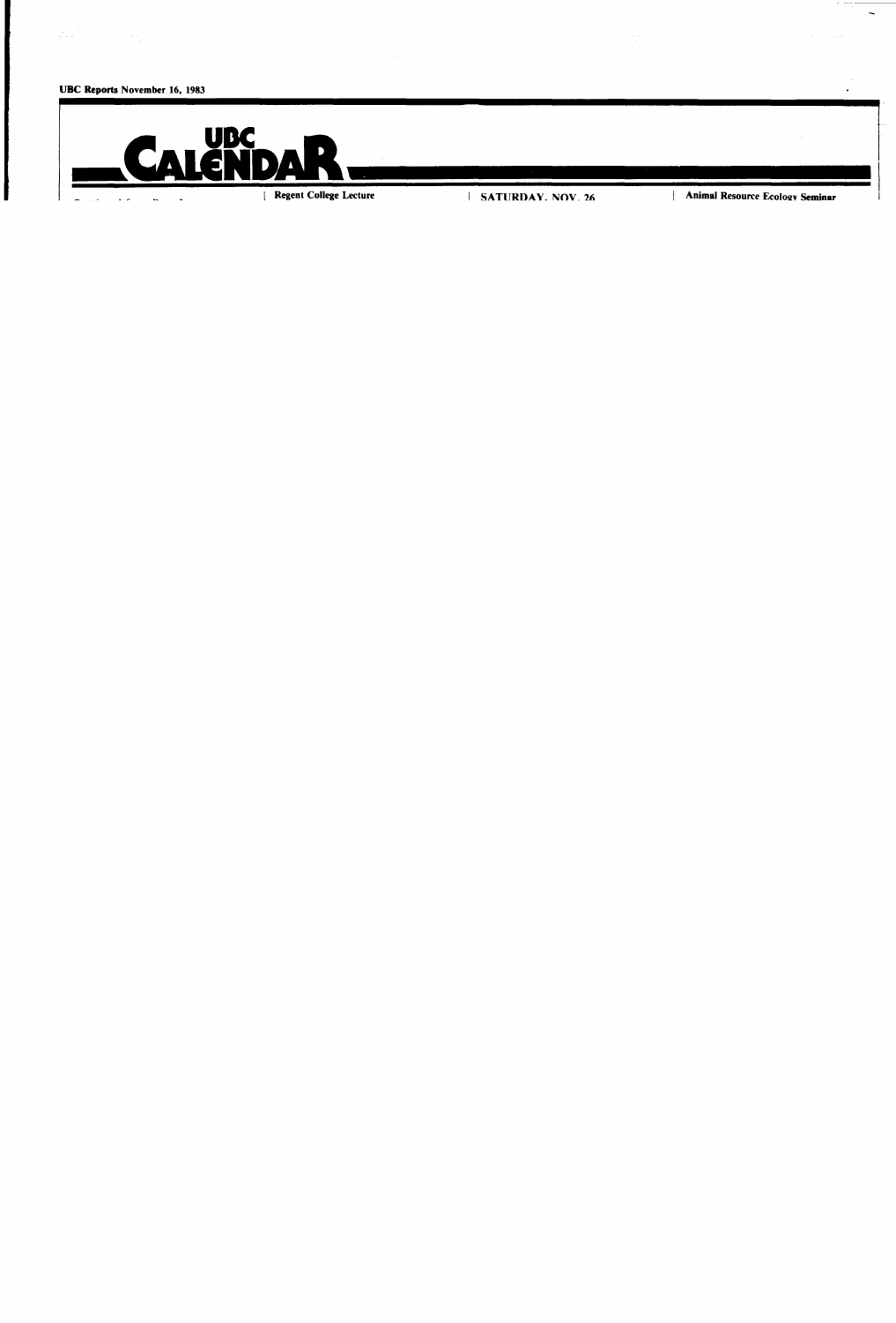# UBC CALENDAR

Regent College Lecture

SATURDAY, NOV. 26

Animal Resource Ecology Seminar